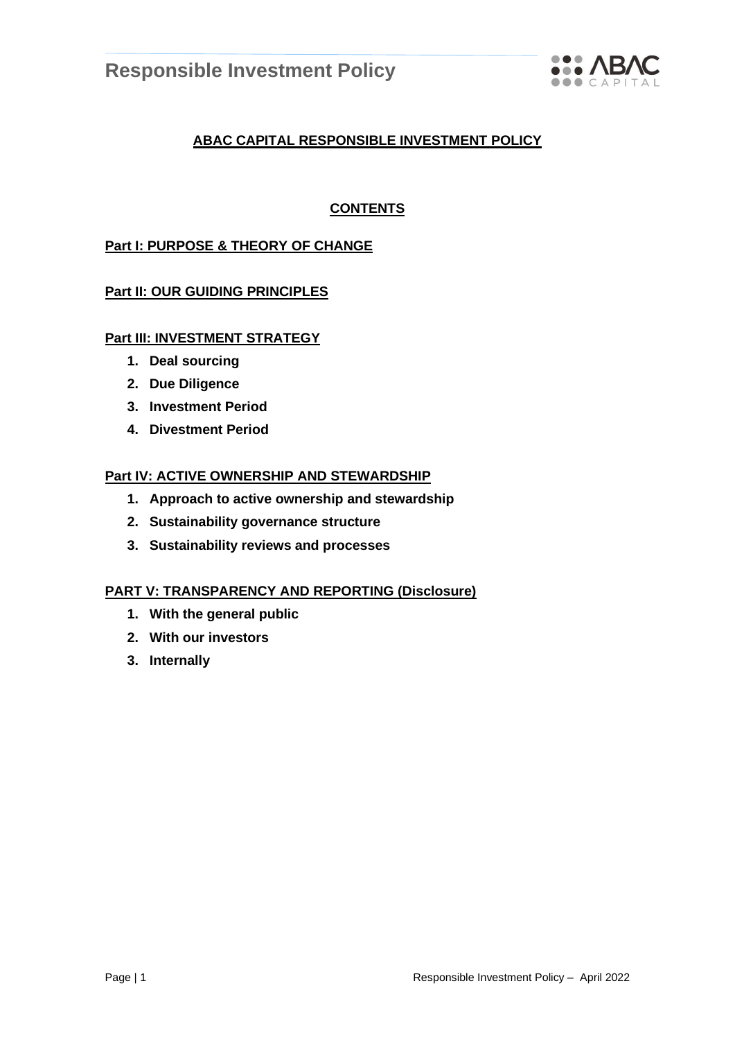# ABAC CAPITAL RESPONSIBLE INVESTMENT POLICY

## CONTENTS

**Part I: PURPOSE & THEORY OF CHANGE**

**Part II: OUR GUIDING PRINCIPLES**

**Part III: INVESTMENT STRATEGY**

1. **Deal sourcing**
2. **Due Diligence**
3. **Investment Period**
4. **Divestment Period**

**Part IV: ACTIVE OWNERSHIP AND STEWARDSHIP**

1. **Approach to active ownership and stewardship**
2. **Sustainability governance structure**
3. **Sustainability reviews and processes**

**PART V: TRANSPARENCY AND REPORTING (Disclosure)**

1. **With the general public**
2. **With our investors**
3. **Internally**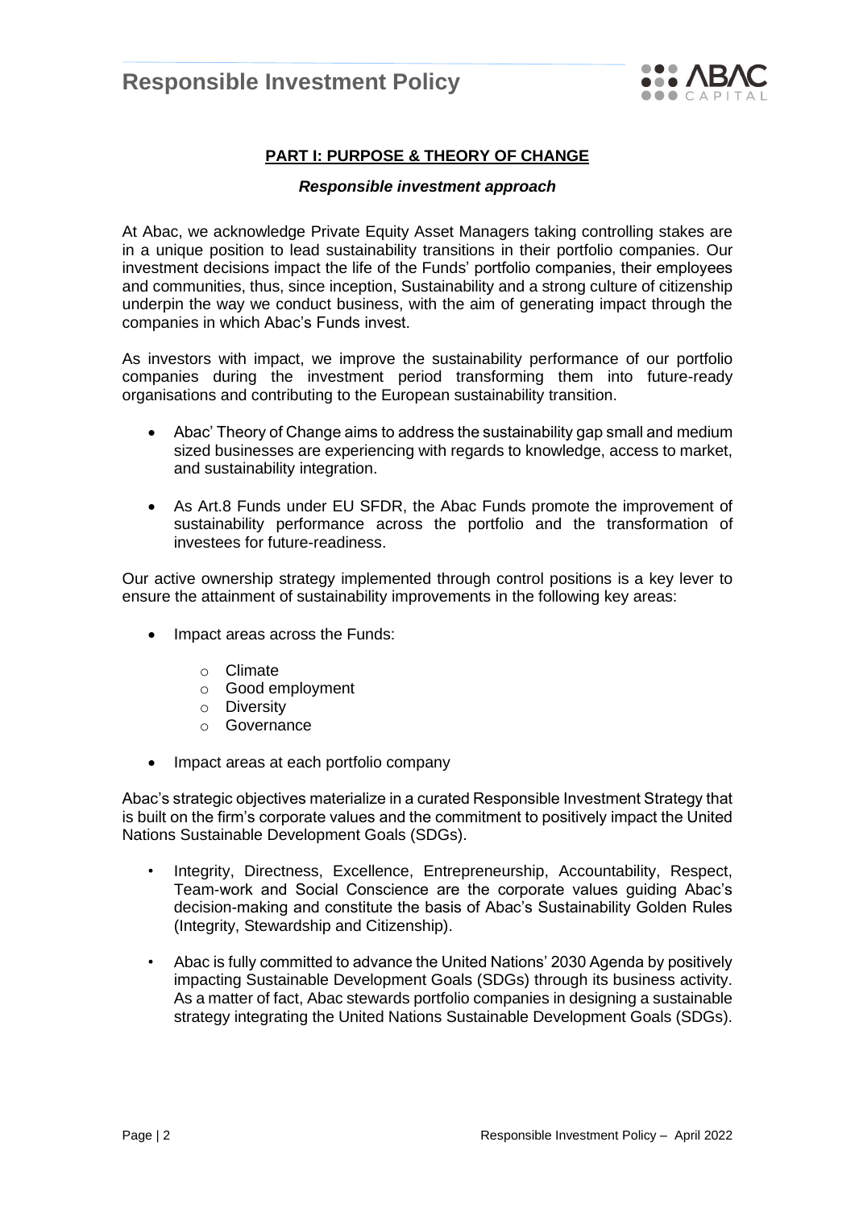## PART I: PURPOSE & THEORY OF CHANGE

### *Responsible investment approach*

At Abac, we acknowledge Private Equity Asset Managers taking controlling stakes are in a unique position to lead sustainability transitions in their portfolio companies. Our investment decisions impact the life of the Funds' portfolio companies, their employees and communities, thus, since inception, Sustainability and a strong culture of citizenship underpin the way we conduct business, with the aim of generating impact through the companies in which Abac's Funds invest.

As investors with impact, we improve the sustainability performance of our portfolio companies during the investment period transforming them into future-ready organisations and contributing to the European sustainability transition.

- Abac' Theory of Change aims to address the sustainability gap small and medium sized businesses are experiencing with regards to knowledge, access to market, and sustainability integration.
- As Art.8 Funds under EU SFDR, the Abac Funds promote the improvement of sustainability performance across the portfolio and the transformation of investees for future-readiness.

Our active ownership strategy implemented through control positions is a key lever to ensure the attainment of sustainability improvements in the following key areas:

- Impact areas across the Funds:
  - Climate
  - Good employment
  - Diversity
  - Governance
- Impact areas at each portfolio company

Abac's strategic objectives materialize in a curated Responsible Investment Strategy that is built on the firm's corporate values and the commitment to positively impact the United Nations Sustainable Development Goals (SDGs).

- Integrity, Directness, Excellence, Entrepreneurship, Accountability, Respect, Team-work and Social Conscience are the corporate values guiding Abac's decision-making and constitute the basis of Abac's Sustainability Golden Rules (Integrity, Stewardship and Citizenship).
- Abac is fully committed to advance the United Nations' 2030 Agenda by positively impacting Sustainable Development Goals (SDGs) through its business activity. As a matter of fact, Abac stewards portfolio companies in designing a sustainable strategy integrating the United Nations Sustainable Development Goals (SDGs).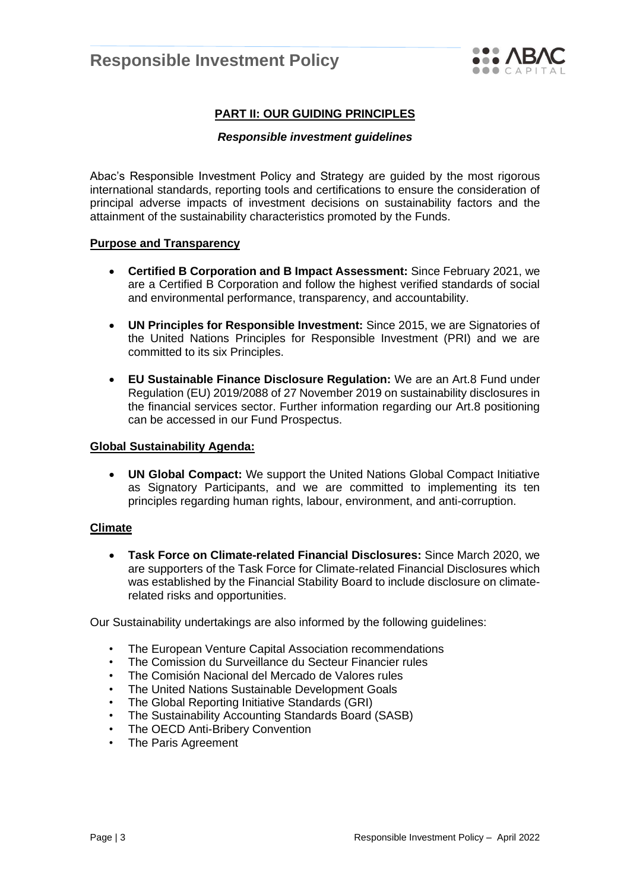## PART II: OUR GUIDING PRINCIPLES

### *Responsible investment guidelines*

Abac's Responsible Investment Policy and Strategy are guided by the most rigorous international standards, reporting tools and certifications to ensure the consideration of principal adverse impacts of investment decisions on sustainability factors and the attainment of the sustainability characteristics promoted by the Funds.

#### Purpose and Transparency

- **Certified B Corporation and B Impact Assessment:** Since February 2021, we are a Certified B Corporation and follow the highest verified standards of social and environmental performance, transparency, and accountability.
- **UN Principles for Responsible Investment:** Since 2015, we are Signatories of the United Nations Principles for Responsible Investment (PRI) and we are committed to its six Principles.
- **EU Sustainable Finance Disclosure Regulation:** We are an Art.8 Fund under Regulation (EU) 2019/2088 of 27 November 2019 on sustainability disclosures in the financial services sector. Further information regarding our Art.8 positioning can be accessed in our Fund Prospectus.

#### Global Sustainability Agenda:

- **UN Global Compact:** We support the United Nations Global Compact Initiative as Signatory Participants, and we are committed to implementing its ten principles regarding human rights, labour, environment, and anti-corruption.

#### Climate

- **Task Force on Climate-related Financial Disclosures:** Since March 2020, we are supporters of the Task Force for Climate-related Financial Disclosures which was established by the Financial Stability Board to include disclosure on climate-related risks and opportunities.

Our Sustainability undertakings are also informed by the following guidelines:

- The European Venture Capital Association recommendations
- The Comission du Surveillance du Secteur Financier rules
- The Comisión Nacional del Mercado de Valores rules
- The United Nations Sustainable Development Goals
- The Global Reporting Initiative Standards (GRI)
- The Sustainability Accounting Standards Board (SASB)
- The OECD Anti-Bribery Convention
- The Paris Agreement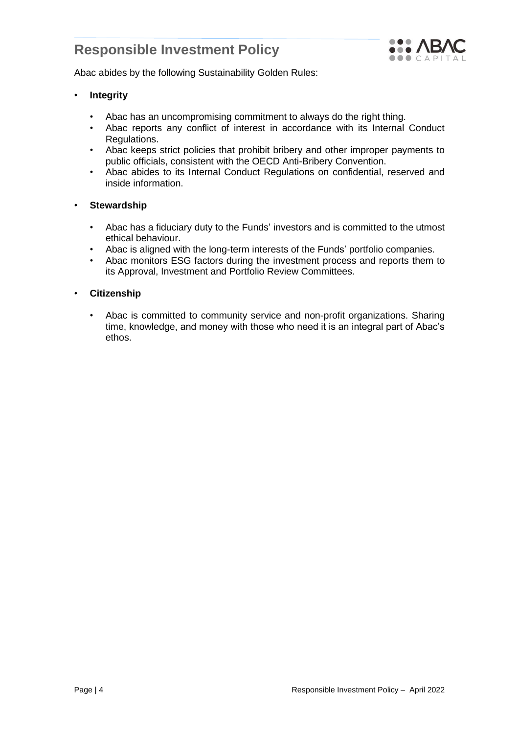Abac abides by the following Sustainability Golden Rules:

- **Integrity**
  - Abac has an uncompromising commitment to always do the right thing.
  - Abac reports any conflict of interest in accordance with its Internal Conduct Regulations.
  - Abac keeps strict policies that prohibit bribery and other improper payments to public officials, consistent with the OECD Anti-Bribery Convention.
  - Abac abides to its Internal Conduct Regulations on confidential, reserved and inside information.

- **Stewardship**
  - Abac has a fiduciary duty to the Funds' investors and is committed to the utmost ethical behaviour.
  - Abac is aligned with the long-term interests of the Funds' portfolio companies.
  - Abac monitors ESG factors during the investment process and reports them to its Approval, Investment and Portfolio Review Committees.

- **Citizenship**
  - Abac is committed to community service and non-profit organizations. Sharing time, knowledge, and money with those who need it is an integral part of Abac's ethos.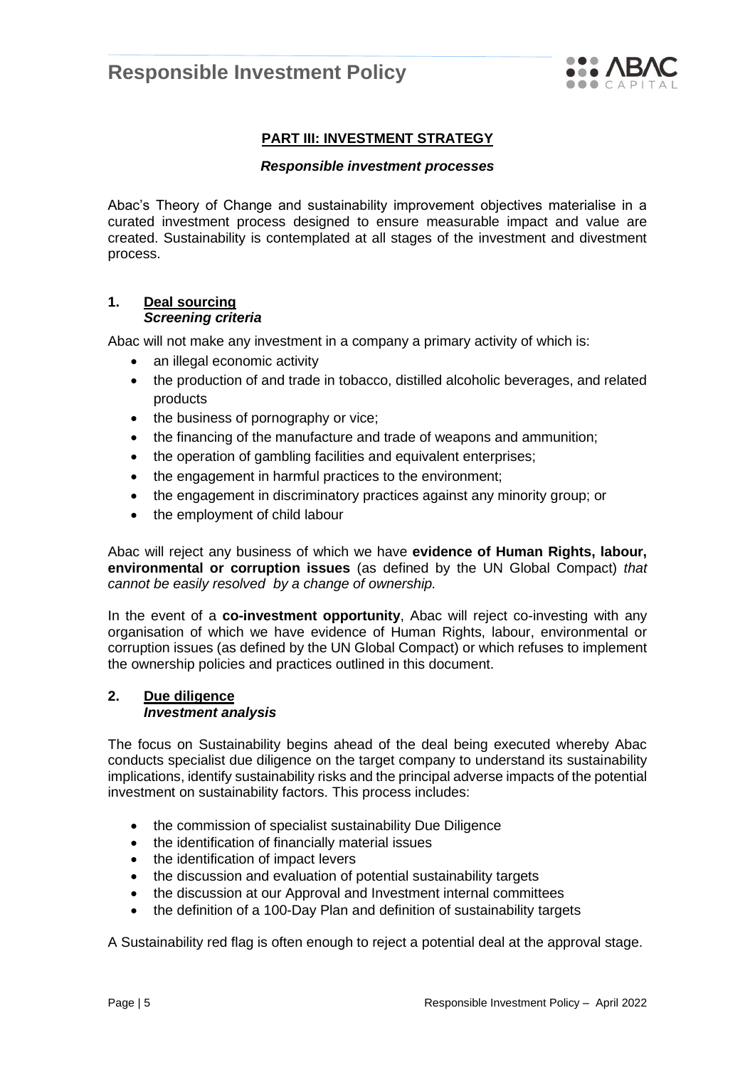## PART III: INVESTMENT STRATEGY

***Responsible investment processes***

Abac's Theory of Change and sustainability improvement objectives materialise in a curated investment process designed to ensure measurable impact and value are created. Sustainability is contemplated at all stages of the investment and divestment process.

### 1. Deal sourcing

***Screening criteria***

Abac will not make any investment in a company a primary activity of which is:

- an illegal economic activity
- the production of and trade in tobacco, distilled alcoholic beverages, and related products
- the business of pornography or vice;
- the financing of the manufacture and trade of weapons and ammunition;
- the operation of gambling facilities and equivalent enterprises;
- the engagement in harmful practices to the environment;
- the engagement in discriminatory practices against any minority group; or
- the employment of child labour

Abac will reject any business of which we have **evidence of Human Rights, labour, environmental or corruption issues** (as defined by the UN Global Compact) *that cannot be easily resolved by a change of ownership.*

In the event of a **co-investment opportunity**, Abac will reject co-investing with any organisation of which we have evidence of Human Rights, labour, environmental or corruption issues (as defined by the UN Global Compact) or which refuses to implement the ownership policies and practices outlined in this document.

### 2. Due diligence

***Investment analysis***

The focus on Sustainability begins ahead of the deal being executed whereby Abac conducts specialist due diligence on the target company to understand its sustainability implications, identify sustainability risks and the principal adverse impacts of the potential investment on sustainability factors. This process includes:

- the commission of specialist sustainability Due Diligence
- the identification of financially material issues
- the identification of impact levers
- the discussion and evaluation of potential sustainability targets
- the discussion at our Approval and Investment internal committees
- the definition of a 100-Day Plan and definition of sustainability targets

A Sustainability red flag is often enough to reject a potential deal at the approval stage.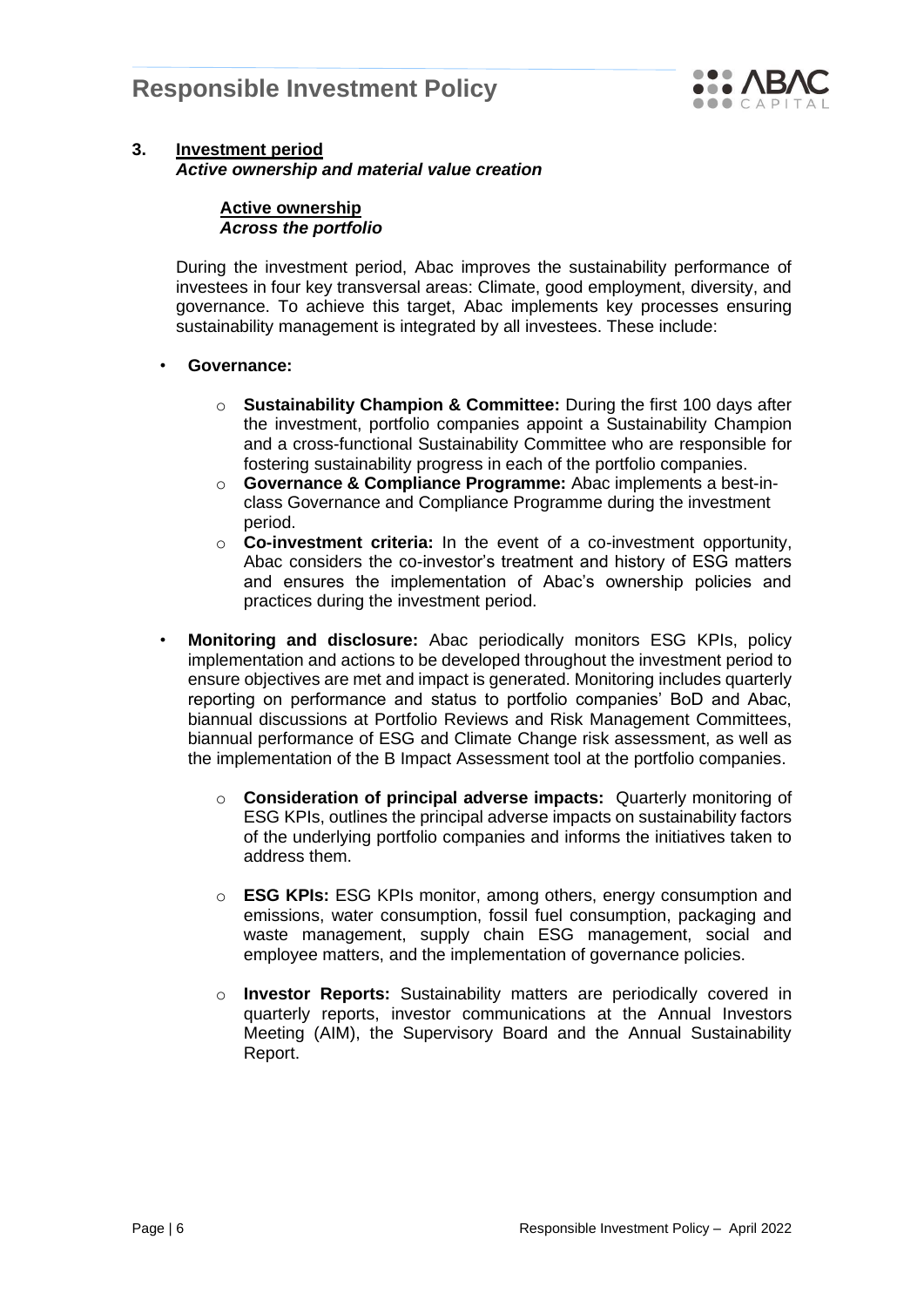## 3. Investment period

***Active ownership and material value creation***

### Active ownership

***Across the portfolio***

During the investment period, Abac improves the sustainability performance of investees in four key transversal areas: Climate, good employment, diversity, and governance. To achieve this target, Abac implements key processes ensuring sustainability management is integrated by all investees. These include:

- **Governance:**
  - **Sustainability Champion & Committee:** During the first 100 days after the investment, portfolio companies appoint a Sustainability Champion and a cross-functional Sustainability Committee who are responsible for fostering sustainability progress in each of the portfolio companies.
  - **Governance & Compliance Programme:** Abac implements a best-in-class Governance and Compliance Programme during the investment period.
  - **Co-investment criteria:** In the event of a co-investment opportunity, Abac considers the co-investor's treatment and history of ESG matters and ensures the implementation of Abac's ownership policies and practices during the investment period.
- **Monitoring and disclosure:** Abac periodically monitors ESG KPIs, policy implementation and actions to be developed throughout the investment period to ensure objectives are met and impact is generated. Monitoring includes quarterly reporting on performance and status to portfolio companies' BoD and Abac, biannual discussions at Portfolio Reviews and Risk Management Committees, biannual performance of ESG and Climate Change risk assessment, as well as the implementation of the B Impact Assessment tool at the portfolio companies.
  - **Consideration of principal adverse impacts:** Quarterly monitoring of ESG KPIs, outlines the principal adverse impacts on sustainability factors of the underlying portfolio companies and informs the initiatives taken to address them.
  - **ESG KPIs:** ESG KPIs monitor, among others, energy consumption and emissions, water consumption, fossil fuel consumption, packaging and waste management, supply chain ESG management, social and employee matters, and the implementation of governance policies.
  - **Investor Reports:** Sustainability matters are periodically covered in quarterly reports, investor communications at the Annual Investors Meeting (AIM), the Supervisory Board and the Annual Sustainability Report.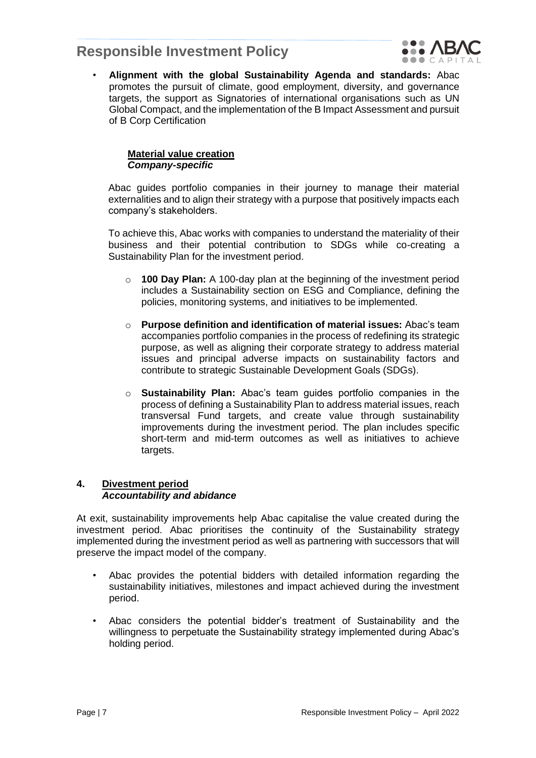- **Alignment with the global Sustainability Agenda and standards:** Abac promotes the pursuit of climate, good employment, diversity, and governance targets, the support as Signatories of international organisations such as UN Global Compact, and the implementation of the B Impact Assessment and pursuit of B Corp Certification

### Material value creation
***Company-specific***

Abac guides portfolio companies in their journey to manage their material externalities and to align their strategy with a purpose that positively impacts each company's stakeholders.

To achieve this, Abac works with companies to understand the materiality of their business and their potential contribution to SDGs while co-creating a Sustainability Plan for the investment period.

- **100 Day Plan:** A 100-day plan at the beginning of the investment period includes a Sustainability section on ESG and Compliance, defining the policies, monitoring systems, and initiatives to be implemented.
- **Purpose definition and identification of material issues:** Abac's team accompanies portfolio companies in the process of redefining its strategic purpose, as well as aligning their corporate strategy to address material issues and principal adverse impacts on sustainability factors and contribute to strategic Sustainable Development Goals (SDGs).
- **Sustainability Plan:** Abac's team guides portfolio companies in the process of defining a Sustainability Plan to address material issues, reach transversal Fund targets, and create value through sustainability improvements during the investment period. The plan includes specific short-term and mid-term outcomes as well as initiatives to achieve targets.

## 4. Divestment period
***Accountability and abidance***

At exit, sustainability improvements help Abac capitalise the value created during the investment period. Abac prioritises the continuity of the Sustainability strategy implemented during the investment period as well as partnering with successors that will preserve the impact model of the company.

- Abac provides the potential bidders with detailed information regarding the sustainability initiatives, milestones and impact achieved during the investment period.
- Abac considers the potential bidder's treatment of Sustainability and the willingness to perpetuate the Sustainability strategy implemented during Abac's holding period.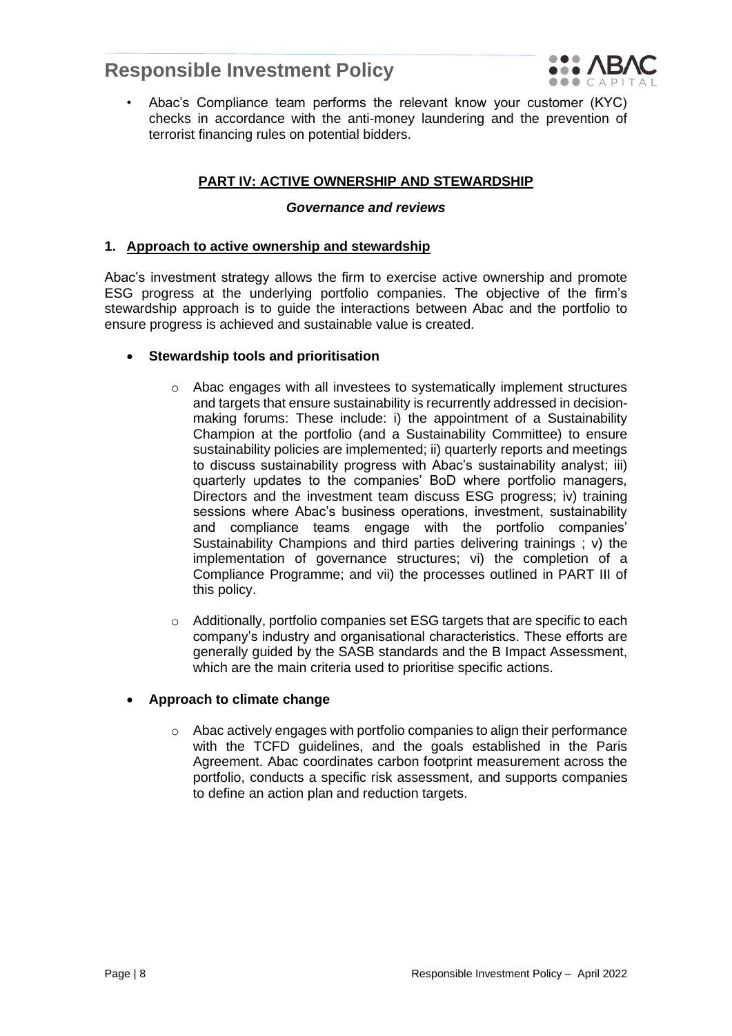- Abac's Compliance team performs the relevant know your customer (KYC) checks in accordance with the anti-money laundering and the prevention of terrorist financing rules on potential bidders.

## PART IV: ACTIVE OWNERSHIP AND STEWARDSHIP

### *Governance and reviews*

### 1. Approach to active ownership and stewardship

Abac's investment strategy allows the firm to exercise active ownership and promote ESG progress at the underlying portfolio companies. The objective of the firm's stewardship approach is to guide the interactions between Abac and the portfolio to ensure progress is achieved and sustainable value is created.

- **Stewardship tools and prioritisation**

    - Abac engages with all investees to systematically implement structures and targets that ensure sustainability is recurrently addressed in decision-making forums: These include: i) the appointment of a Sustainability Champion at the portfolio (and a Sustainability Committee) to ensure sustainability policies are implemented; ii) quarterly reports and meetings to discuss sustainability progress with Abac's sustainability analyst; iii) quarterly updates to the companies' BoD where portfolio managers, Directors and the investment team discuss ESG progress; iv) training sessions where Abac's business operations, investment, sustainability and compliance teams engage with the portfolio companies' Sustainability Champions and third parties delivering trainings ; v) the implementation of governance structures; vi) the completion of a Compliance Programme; and vii) the processes outlined in PART III of this policy.

    - Additionally, portfolio companies set ESG targets that are specific to each company's industry and organisational characteristics. These efforts are generally guided by the SASB standards and the B Impact Assessment, which are the main criteria used to prioritise specific actions.

- **Approach to climate change**

    - Abac actively engages with portfolio companies to align their performance with the TCFD guidelines, and the goals established in the Paris Agreement. Abac coordinates carbon footprint measurement across the portfolio, conducts a specific risk assessment, and supports companies to define an action plan and reduction targets.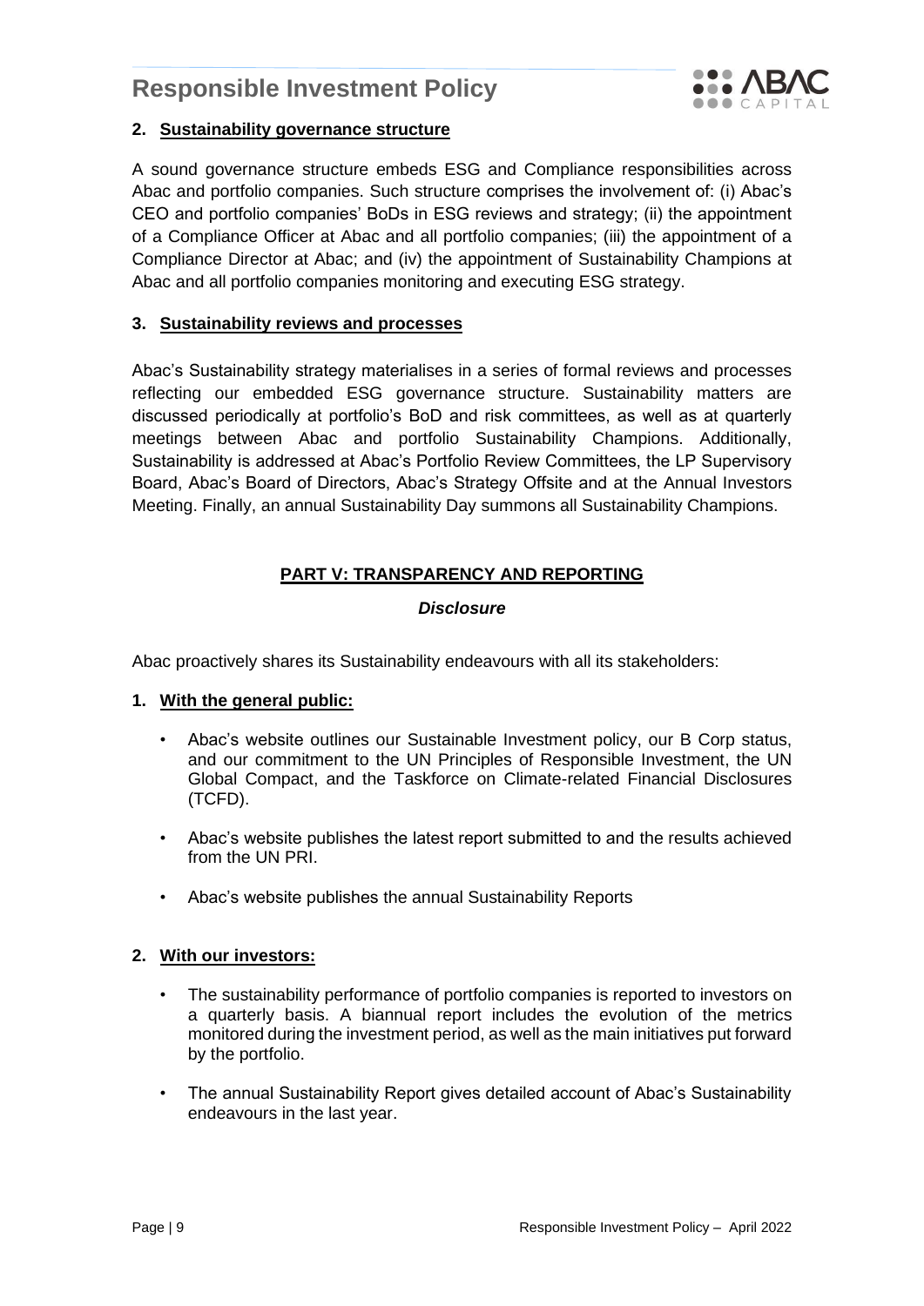### 2. Sustainability governance structure

A sound governance structure embeds ESG and Compliance responsibilities across Abac and portfolio companies. Such structure comprises the involvement of: (i) Abac's CEO and portfolio companies' BoDs in ESG reviews and strategy; (ii) the appointment of a Compliance Officer at Abac and all portfolio companies; (iii) the appointment of a Compliance Director at Abac; and (iv) the appointment of Sustainability Champions at Abac and all portfolio companies monitoring and executing ESG strategy.

### 3. Sustainability reviews and processes

Abac's Sustainability strategy materialises in a series of formal reviews and processes reflecting our embedded ESG governance structure. Sustainability matters are discussed periodically at portfolio's BoD and risk committees, as well as at quarterly meetings between Abac and portfolio Sustainability Champions. Additionally, Sustainability is addressed at Abac's Portfolio Review Committees, the LP Supervisory Board, Abac's Board of Directors, Abac's Strategy Offsite and at the Annual Investors Meeting. Finally, an annual Sustainability Day summons all Sustainability Champions.

## PART V: TRANSPARENCY AND REPORTING

### *Disclosure*

Abac proactively shares its Sustainability endeavours with all its stakeholders:

### 1. With the general public:

- Abac's website outlines our Sustainable Investment policy, our B Corp status, and our commitment to the UN Principles of Responsible Investment, the UN Global Compact, and the Taskforce on Climate-related Financial Disclosures (TCFD).
- Abac's website publishes the latest report submitted to and the results achieved from the UN PRI.
- Abac's website publishes the annual Sustainability Reports

### 2. With our investors:

- The sustainability performance of portfolio companies is reported to investors on a quarterly basis. A biannual report includes the evolution of the metrics monitored during the investment period, as well as the main initiatives put forward by the portfolio.
- The annual Sustainability Report gives detailed account of Abac's Sustainability endeavours in the last year.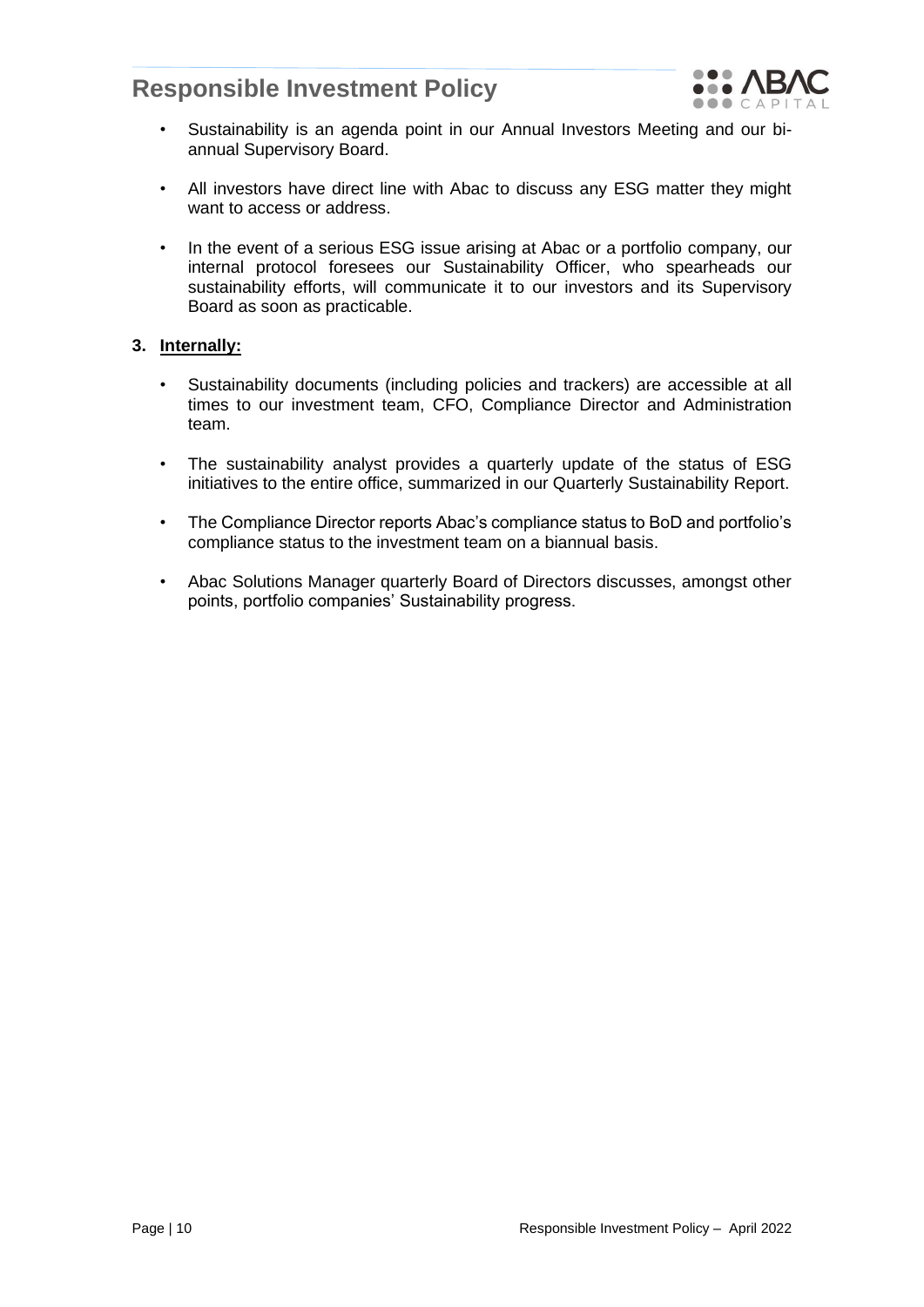- Sustainability is an agenda point in our Annual Investors Meeting and our bi-annual Supervisory Board.
- All investors have direct line with Abac to discuss any ESG matter they might want to access or address.
- In the event of a serious ESG issue arising at Abac or a portfolio company, our internal protocol foresees our Sustainability Officer, who spearheads our sustainability efforts, will communicate it to our investors and its Supervisory Board as soon as practicable.

**3. Internally:**

- Sustainability documents (including policies and trackers) are accessible at all times to our investment team, CFO, Compliance Director and Administration team.
- The sustainability analyst provides a quarterly update of the status of ESG initiatives to the entire office, summarized in our Quarterly Sustainability Report.
- The Compliance Director reports Abac's compliance status to BoD and portfolio's compliance status to the investment team on a biannual basis.
- Abac Solutions Manager quarterly Board of Directors discusses, amongst other points, portfolio companies' Sustainability progress.